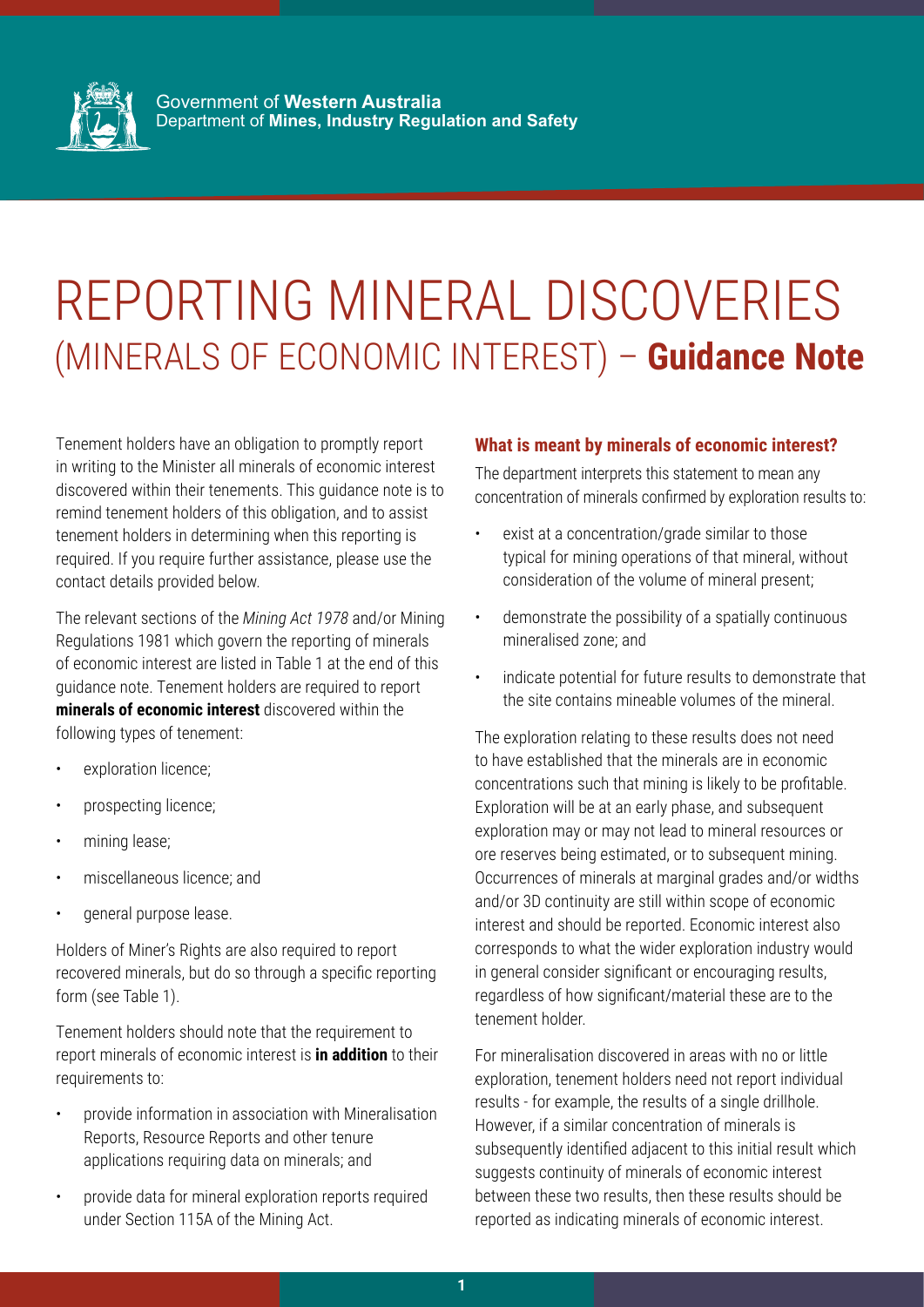Government of **Western Australia**
Department of **Mines, Industry Regulation and Safety**

# REPORTING MINERAL DISCOVERIES (MINERALS OF ECONOMIC INTEREST) – **Guidance Note**

Tenement holders have an obligation to promptly report in writing to the Minister all minerals of economic interest discovered within their tenements. This guidance note is to remind tenement holders of this obligation, and to assist tenement holders in determining when this reporting is required. If you require further assistance, please use the contact details provided below.

The relevant sections of the *Mining Act 1978* and/or Mining Regulations 1981 which govern the reporting of minerals of economic interest are listed in Table 1 at the end of this guidance note. Tenement holders are required to report **minerals of economic interest** discovered within the following types of tenement:

- exploration licence;
- prospecting licence;
- mining lease;
- miscellaneous licence; and
- general purpose lease.

Holders of Miner's Rights are also required to report recovered minerals, but do so through a specific reporting form (see Table 1).

Tenement holders should note that the requirement to report minerals of economic interest is **in addition** to their requirements to:

- provide information in association with Mineralisation Reports, Resource Reports and other tenure applications requiring data on minerals; and
- provide data for mineral exploration reports required under Section 115A of the Mining Act.

### What is meant by minerals of economic interest?

The department interprets this statement to mean any concentration of minerals confirmed by exploration results to:

- exist at a concentration/grade similar to those typical for mining operations of that mineral, without consideration of the volume of mineral present;
- demonstrate the possibility of a spatially continuous mineralised zone; and
- indicate potential for future results to demonstrate that the site contains mineable volumes of the mineral.

The exploration relating to these results does not need to have established that the minerals are in economic concentrations such that mining is likely to be profitable. Exploration will be at an early phase, and subsequent exploration may or may not lead to mineral resources or ore reserves being estimated, or to subsequent mining. Occurrences of minerals at marginal grades and/or widths and/or 3D continuity are still within scope of economic interest and should be reported. Economic interest also corresponds to what the wider exploration industry would in general consider significant or encouraging results, regardless of how significant/material these are to the tenement holder.

For mineralisation discovered in areas with no or little exploration, tenement holders need not report individual results - for example, the results of a single drillhole. However, if a similar concentration of minerals is subsequently identified adjacent to this initial result which suggests continuity of minerals of economic interest between these two results, then these results should be reported as indicating minerals of economic interest.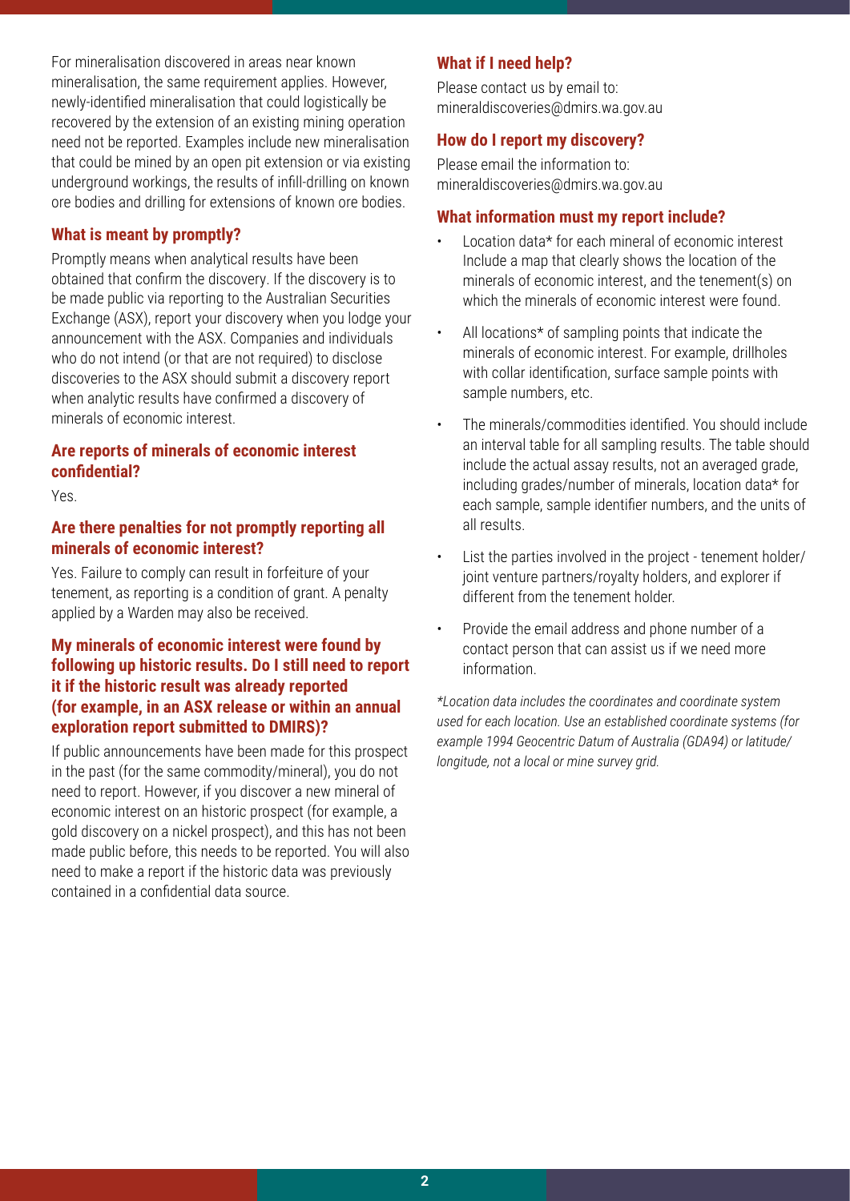For mineralisation discovered in areas near known mineralisation, the same requirement applies. However, newly-identified mineralisation that could logistically be recovered by the extension of an existing mining operation need not be reported. Examples include new mineralisation that could be mined by an open pit extension or via existing underground workings, the results of infill-drilling on known ore bodies and drilling for extensions of known ore bodies.

## What is meant by promptly?

Promptly means when analytical results have been obtained that confirm the discovery. If the discovery is to be made public via reporting to the Australian Securities Exchange (ASX), report your discovery when you lodge your announcement with the ASX. Companies and individuals who do not intend (or that are not required) to disclose discoveries to the ASX should submit a discovery report when analytic results have confirmed a discovery of minerals of economic interest.

## Are reports of minerals of economic interest confidential?

Yes.

## Are there penalties for not promptly reporting all minerals of economic interest?

Yes. Failure to comply can result in forfeiture of your tenement, as reporting is a condition of grant. A penalty applied by a Warden may also be received.

## My minerals of economic interest were found by following up historic results. Do I still need to report it if the historic result was already reported (for example, in an ASX release or within an annual exploration report submitted to DMIRS)?

If public announcements have been made for this prospect in the past (for the same commodity/mineral), you do not need to report. However, if you discover a new mineral of economic interest on an historic prospect (for example, a gold discovery on a nickel prospect), and this has not been made public before, this needs to be reported. You will also need to make a report if the historic data was previously contained in a confidential data source.

## What if I need help?

Please contact us by email to: mineraldiscoveries@dmirs.wa.gov.au

## How do I report my discovery?

Please email the information to: mineraldiscoveries@dmirs.wa.gov.au

## What information must my report include?

- Location data* for each mineral of economic interest Include a map that clearly shows the location of the minerals of economic interest, and the tenement(s) on which the minerals of economic interest were found.
- All locations* of sampling points that indicate the minerals of economic interest. For example, drillholes with collar identification, surface sample points with sample numbers, etc.
- The minerals/commodities identified. You should include an interval table for all sampling results. The table should include the actual assay results, not an averaged grade, including grades/number of minerals, location data* for each sample, sample identifier numbers, and the units of all results.
- List the parties involved in the project - tenement holder/ joint venture partners/royalty holders, and explorer if different from the tenement holder.
- Provide the email address and phone number of a contact person that can assist us if we need more information.

*\*Location data includes the coordinates and coordinate system used for each location. Use an established coordinate systems (for example 1994 Geocentric Datum of Australia (GDA94) or latitude/ longitude, not a local or mine survey grid.*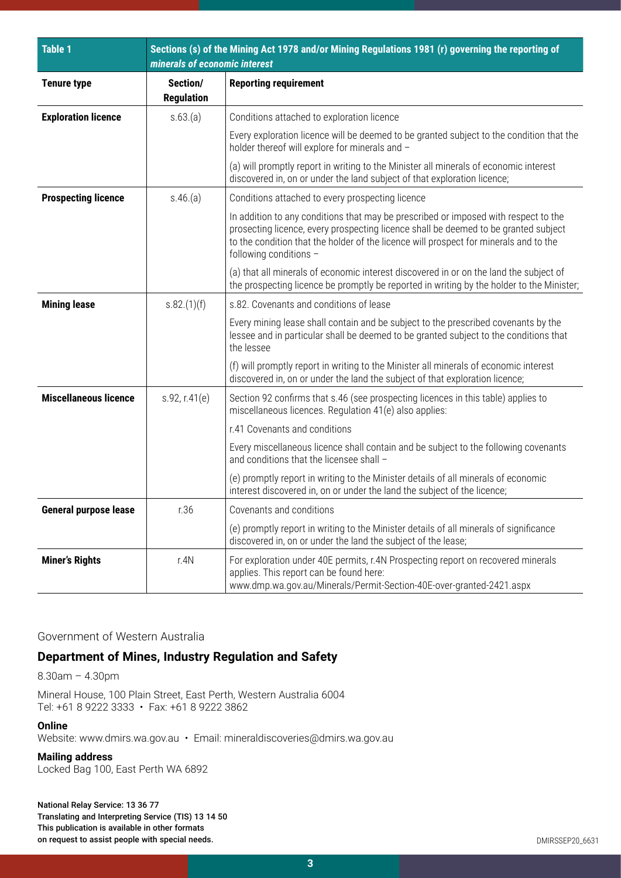| Table 1 | Sections (s) of the Mining Act 1978 and/or Mining Regulations 1981 (r) governing the reporting of *minerals of economic interest* | |
|---|---|---|
| **Tenure type** | **Section/ Regulation** | **Reporting requirement** |
| **Exploration licence** | s.63.(a) | Conditions attached to exploration licence |
| | | Every exploration licence will be deemed to be granted subject to the condition that the holder thereof will explore for minerals and – |
| | | (a) will promptly report in writing to the Minister all minerals of economic interest discovered in, on or under the land subject of that exploration licence; |
| **Prospecting licence** | s.46.(a) | Conditions attached to every prospecting licence |
| | | In addition to any conditions that may be prescribed or imposed with respect to the prosecting licence, every prospecting licence shall be deemed to be granted subject to the condition that the holder of the licence will prospect for minerals and to the following conditions – |
| | | (a) that all minerals of economic interest discovered in or on the land the subject of the prospecting licence be promptly be reported in writing by the holder to the Minister; |
| **Mining lease** | s.82.(1)(f) | s.82. Covenants and conditions of lease |
| | | Every mining lease shall contain and be subject to the prescribed covenants by the lessee and in particular shall be deemed to be granted subject to the conditions that the lessee |
| | | (f) will promptly report in writing to the Minister all minerals of economic interest discovered in, on or under the land the subject of that exploration licence; |
| **Miscellaneous licence** | s.92, r.41(e) | Section 92 confirms that s.46 (see prospecting licences in this table) applies to miscellaneous licences. Regulation 41(e) also applies: |
| | | r.41 Covenants and conditions |
| | | Every miscellaneous licence shall contain and be subject to the following covenants and conditions that the licensee shall – |
| | | (e) promptly report in writing to the Minister details of all minerals of economic interest discovered in, on or under the land the subject of the licence; |
| **General purpose lease** | r.36 | Covenants and conditions |
| | | (e) promptly report in writing to the Minister details of all minerals of significance discovered in, on or under the land the subject of the lease; |
| **Miner's Rights** | r.4N | For exploration under 40E permits, r.4N Prospecting report on recovered minerals applies. This report can be found here: www.dmp.wa.gov.au/Minerals/Permit-Section-40E-over-granted-2421.aspx |

Government of Western Australia

## Department of Mines, Industry Regulation and Safety

8.30am – 4.30pm

Mineral House, 100 Plain Street, East Perth, Western Australia 6004
Tel: +61 8 9222 3333 • Fax: +61 8 9222 3862

**Online**
Website: www.dmirs.wa.gov.au • Email: mineraldiscoveries@dmirs.wa.gov.au

**Mailing address**
Locked Bag 100, East Perth WA 6892

National Relay Service: 13 36 77
Translating and Interpreting Service (TIS) 13 14 50
This publication is available in other formats on request to assist people with special needs.

DMIRSSEP20_6631